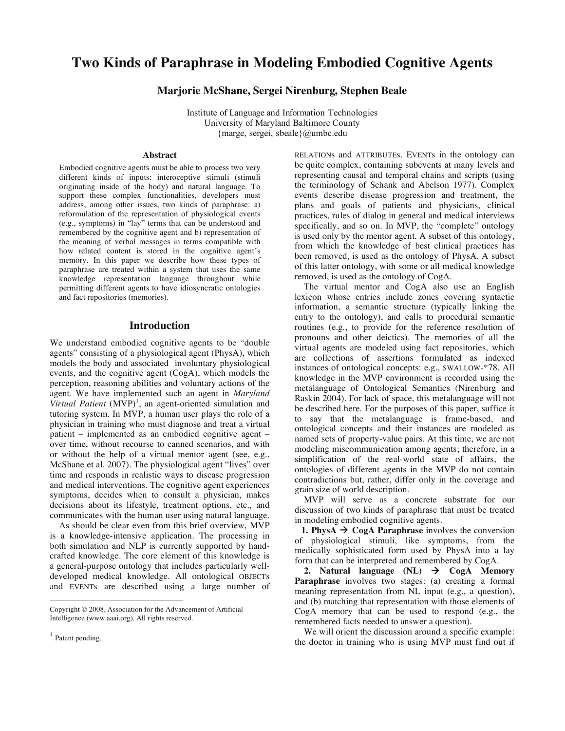# Two Kinds of Paraphrase in Modeling Embodied Cognitive Agents

**Marjorie McShane, Sergei Nirenburg, Stephen Beale**

Institute of Language and Information Technologies
University of Maryland Baltimore County
{marge, sergei, sbeale}@umbc.edu

### Abstract

Embodied cognitive agents must be able to process two very different kinds of inputs: interoceptive stimuli (stimuli originating inside of the body) and natural language. To support these complex functionalities, developers must address, among other issues, two kinds of paraphrase: a) reformulation of the representation of physiological events (e.g., symptoms) in "lay" terms that can be understood and remembered by the cognitive agent and b) representation of the meaning of verbal messages in terms compatible with how related content is stored in the cognitive agent's memory. In this paper we describe how these types of paraphrase are treated within a system that uses the same knowledge representation language throughout while permitting different agents to have idiosyncratic ontologies and fact repositories (memories).

## Introduction

We understand embodied cognitive agents to be "double agents" consisting of a physiological agent (PhysA), which models the body and associated involuntary physiological events, and the cognitive agent (CogA), which models the perception, reasoning abilities and voluntary actions of the agent. We have implemented such an agent in *Maryland Virtual Patient* (MVP)[1], an agent-oriented simulation and tutoring system. In MVP, a human user plays the role of a physician in training who must diagnose and treat a virtual patient – implemented as an embodied cognitive agent – over time, without recourse to canned scenarios, and with or without the help of a virtual mentor agent (see, e.g., McShane et al. 2007). The physiological agent "lives" over time and responds in realistic ways to disease progression and medical interventions. The cognitive agent experiences symptoms, decides when to consult a physician, makes decisions about its lifestyle, treatment options, etc., and communicates with the human user using natural language.

As should be clear even from this brief overview, MVP is a knowledge-intensive application. The processing in both simulation and NLP is currently supported by hand-crafted knowledge. The core element of this knowledge is a general-purpose ontology that includes particularly well-developed medical knowledge. All ontological OBJECTs and EVENTs are described using a large number of RELATIONs and ATTRIBUTEs. EVENTs in the ontology can be quite complex, containing subevents at many levels and representing causal and temporal chains and scripts (using the terminology of Schank and Abelson 1977). Complex events describe disease progression and treatment, the plans and goals of patients and physicians, clinical practices, rules of dialog in general and medical interviews specifically, and so on. In MVP, the "complete" ontology is used only by the mentor agent. A subset of this ontology, from which the knowledge of best clinical practices has been removed, is used as the ontology of PhysA. A subset of this latter ontology, with some or all medical knowledge removed, is used as the ontology of CogA.

The virtual mentor and CogA also use an English lexicon whose entries include zones covering syntactic information, a semantic structure (typically linking the entry to the ontology), and calls to procedural semantic routines (e.g., to provide for the reference resolution of pronouns and other deictics). The memories of all the virtual agents are modeled using fact repositories, which are collections of assertions formulated as indexed instances of ontological concepts: e.g., SWALLOW-*78. All knowledge in the MVP environment is recorded using the metalanguage of Ontological Semantics (Nirenburg and Raskin 2004). For lack of space, this metalanguage will not be described here. For the purposes of this paper, suffice it to say that the metalanguage is frame-based, and ontological concepts and their instances are modeled as named sets of property-value pairs. At this time, we are not modeling miscommunication among agents; therefore, in a simplification of the real-world state of affairs, the ontologies of different agents in the MVP do not contain contradictions but, rather, differ only in the coverage and grain size of world description.

MVP will serve as a concrete substrate for our discussion of two kinds of paraphrase that must be treated in modeling embodied cognitive agents.

**1. PhysA → CogA Paraphrase** involves the conversion of physiological stimuli, like symptoms, from the medically sophisticated form used by PhysA into a lay form that can be interpreted and remembered by CogA.

**2. Natural language (NL) → CogA Memory Paraphrase** involves two stages: (a) creating a formal meaning representation from NL input (e.g., a question), and (b) matching that representation with those elements of CogA memory that can be used to respond (e.g., the remembered facts needed to answer a question).

We will orient the discussion around a specific example: the doctor in training who is using MVP must find out if

---

Copyright © 2008, Association for the Advancement of Artificial Intelligence (www.aaai.org). All rights reserved.

[1] Patent pending.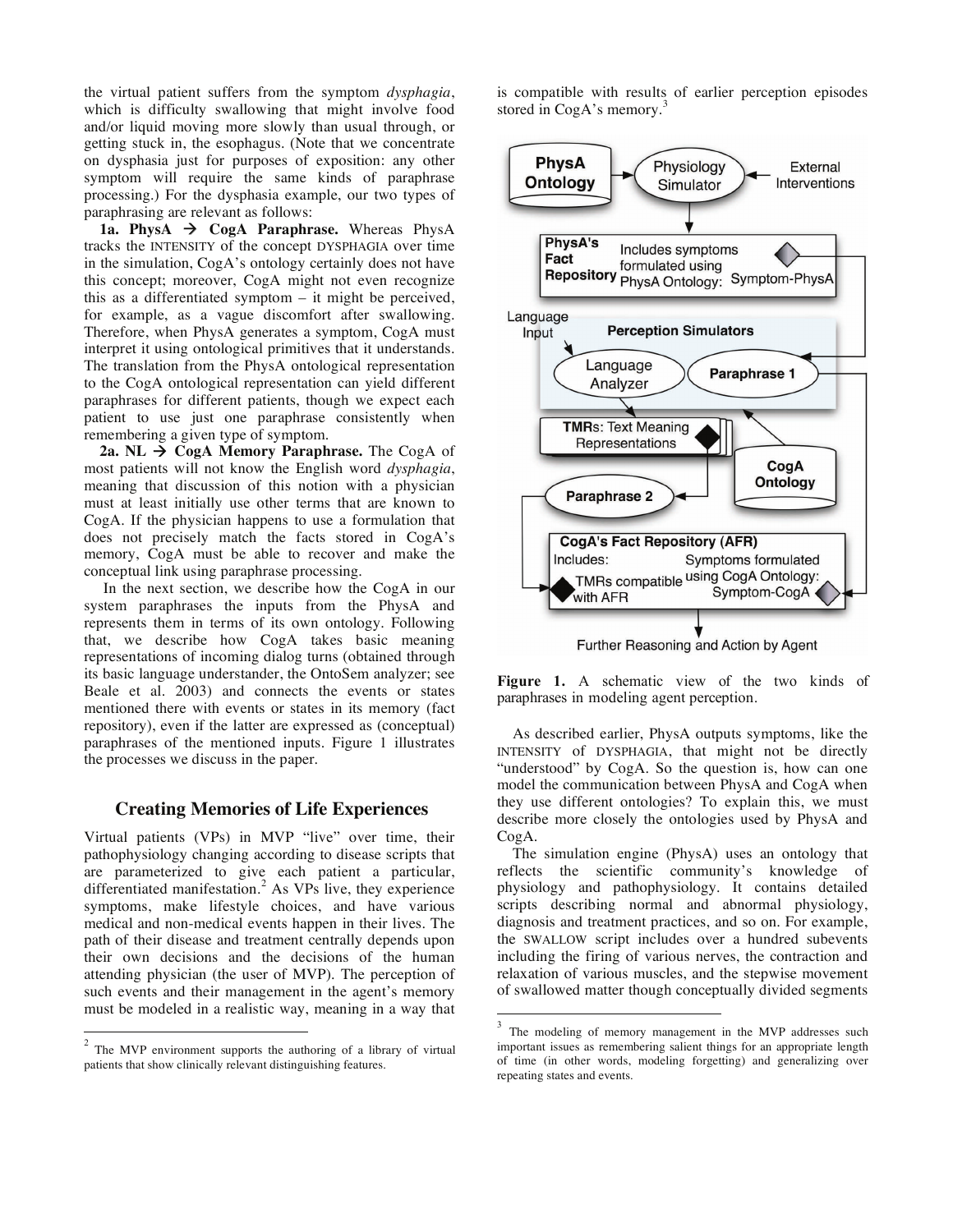the virtual patient suffers from the symptom *dysphagia*, which is difficulty swallowing that might involve food and/or liquid moving more slowly than usual through, or getting stuck in, the esophagus. (Note that we concentrate on dysphasia just for purposes of exposition: any other symptom will require the same kinds of paraphrase processing.) For the dysphasia example, our two types of paraphrasing are relevant as follows:

**1a. PhysA → CogA Paraphrase.** Whereas PhysA tracks the INTENSITY of the concept DYSPHAGIA over time in the simulation, CogA's ontology certainly does not have this concept; moreover, CogA might not even recognize this as a differentiated symptom – it might be perceived, for example, as a vague discomfort after swallowing. Therefore, when PhysA generates a symptom, CogA must interpret it using ontological primitives that it understands. The translation from the PhysA ontological representation to the CogA ontological representation can yield different paraphrases for different patients, though we expect each patient to use just one paraphrase consistently when remembering a given type of symptom.

**2a. NL → CogA Memory Paraphrase.** The CogA of most patients will not know the English word *dysphagia*, meaning that discussion of this notion with a physician must at least initially use other terms that are known to CogA. If the physician happens to use a formulation that does not precisely match the facts stored in CogA's memory, CogA must be able to recover and make the conceptual link using paraphrase processing.

In the next section, we describe how the CogA in our system paraphrases the inputs from the PhysA and represents them in terms of its own ontology. Following that, we describe how CogA takes basic meaning representations of incoming dialog turns (obtained through its basic language understander, the OntoSem analyzer; see Beale et al. 2003) and connects the events or states mentioned there with events or states in its memory (fact repository), even if the latter are expressed as (conceptual) paraphrases of the mentioned inputs. Figure 1 illustrates the processes we discuss in the paper.

## Creating Memories of Life Experiences

Virtual patients (VPs) in MVP "live" over time, their pathophysiology changing according to disease scripts that are parameterized to give each patient a particular, differentiated manifestation.[2] As VPs live, they experience symptoms, make lifestyle choices, and have various medical and non-medical events happen in their lives. The path of their disease and treatment centrally depends upon their own decisions and the decisions of the human attending physician (the user of MVP). The perception of such events and their management in the agent's memory must be modeled in a realistic way, meaning in a way that is compatible with results of earlier perception episodes stored in CogA's memory.[3]

**Figure 1.** A schematic view of the two kinds of paraphrases in modeling agent perception.

As described earlier, PhysA outputs symptoms, like the INTENSITY of DYSPHAGIA, that might not be directly "understood" by CogA. So the question is, how can one model the communication between PhysA and CogA when they use different ontologies? To explain this, we must describe more closely the ontologies used by PhysA and CogA.

The simulation engine (PhysA) uses an ontology that reflects the scientific community's knowledge of physiology and pathophysiology. It contains detailed scripts describing normal and abnormal physiology, diagnosis and treatment practices, and so on. For example, the SWALLOW script includes over a hundred subevents including the firing of various nerves, the contraction and relaxation of various muscles, and the stepwise movement of swallowed matter though conceptually divided segments

---

[2] The MVP environment supports the authoring of a library of virtual patients that show clinically relevant distinguishing features.

[3] The modeling of memory management in the MVP addresses such important issues as remembering salient things for an appropriate length of time (in other words, modeling forgetting) and generalizing over repeating states and events.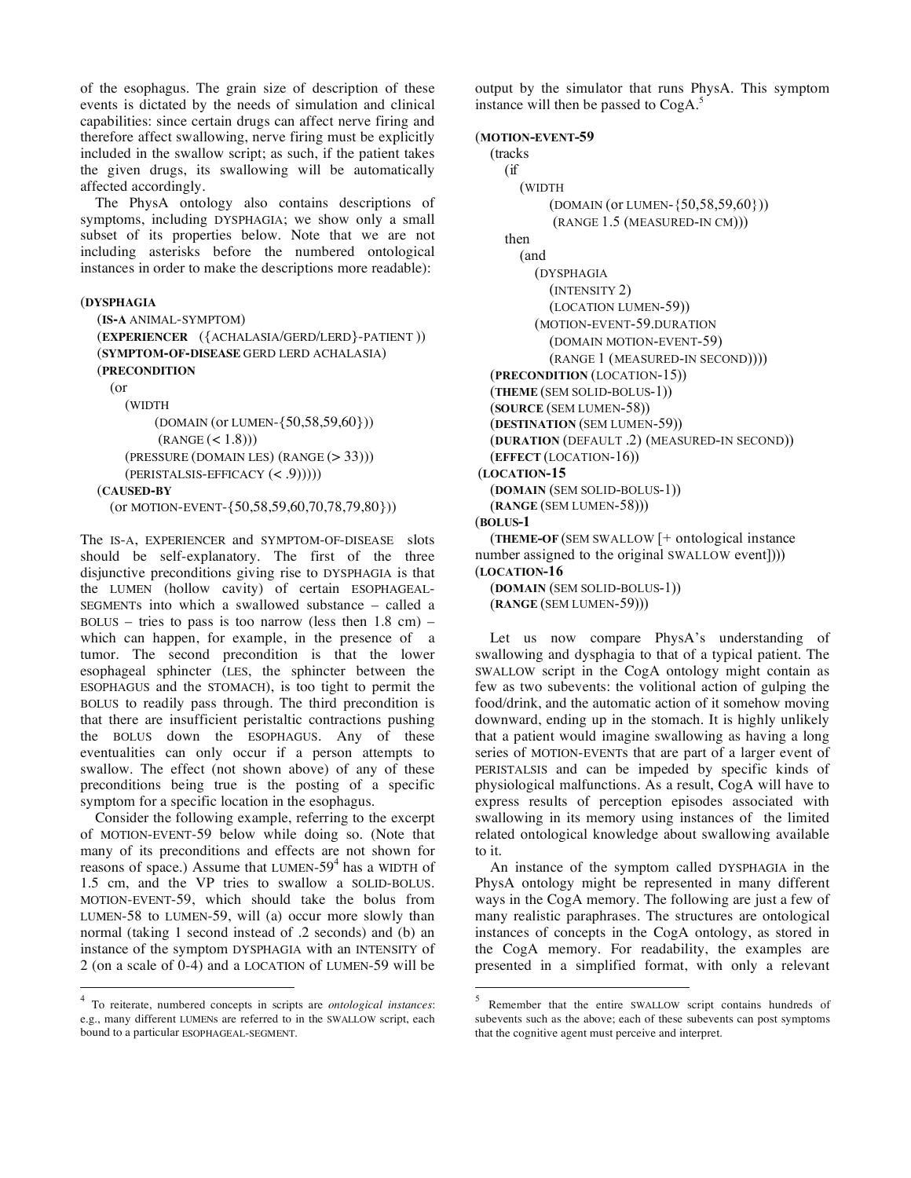of the esophagus. The grain size of description of these events is dictated by the needs of simulation and clinical capabilities: since certain drugs can affect nerve firing and therefore affect swallowing, nerve firing must be explicitly included in the swallow script; as such, if the patient takes the given drugs, its swallowing will be automatically affected accordingly.

The PhysA ontology also contains descriptions of symptoms, including DYSPHAGIA; we show only a small subset of its properties below. Note that we are not including asterisks before the numbered ontological instances in order to make the descriptions more readable):

```
(DYSPHAGIA
   (IS-A ANIMAL-SYMPTOM)
   (EXPERIENCER  ({ACHALASIA/GERD/LERD}-PATIENT ))
   (SYMPTOM-OF-DISEASE GERD LERD ACHALASIA)
   (PRECONDITION
      (or
         (WIDTH
               (DOMAIN (or LUMEN-{50,58,59,60}))
               (RANGE (< 1.8)))
         (PRESSURE (DOMAIN LES) (RANGE (> 33)))
         (PERISTALSIS-EFFICACY (< .9)))))
   (CAUSED-BY
      (or MOTION-EVENT-{50,58,59,60,70,78,79,80}))
```

The IS-A, EXPERIENCER and SYMPTOM-OF-DISEASE slots should be self-explanatory. The first of the three disjunctive preconditions giving rise to DYSPHAGIA is that the LUMEN (hollow cavity) of certain ESOPHAGEAL-SEGMENTs into which a swallowed substance – called a BOLUS – tries to pass is too narrow (less then 1.8 cm) – which can happen, for example, in the presence of a tumor. The second precondition is that the lower esophageal sphincter (LES, the sphincter between the ESOPHAGUS and the STOMACH), is too tight to permit the BOLUS to readily pass through. The third precondition is that there are insufficient peristaltic contractions pushing the BOLUS down the ESOPHAGUS. Any of these eventualities can only occur if a person attempts to swallow. The effect (not shown above) of any of these preconditions being true is the posting of a specific symptom for a specific location in the esophagus.

Consider the following example, referring to the excerpt of MOTION-EVENT-59 below while doing so. (Note that many of its preconditions and effects are not shown for reasons of space.) Assume that LUMEN-59[4] has a WIDTH of 1.5 cm, and the VP tries to swallow a SOLID-BOLUS. MOTION-EVENT-59, which should take the bolus from LUMEN-58 to LUMEN-59, will (a) occur more slowly than normal (taking 1 second instead of .2 seconds) and (b) an instance of the symptom DYSPHAGIA with an INTENSITY of 2 (on a scale of 0-4) and a LOCATION of LUMEN-59 will be output by the simulator that runs PhysA. This symptom instance will then be passed to CogA.[5]

```
(MOTION-EVENT-59
   (tracks
      (if
         (WIDTH
               (DOMAIN (or LUMEN-{50,58,59,60}))
               (RANGE 1.5 (MEASURED-IN CM)))
      then
         (and
            (DYSPHAGIA
               (INTENSITY 2)
               (LOCATION LUMEN-59))
            (MOTION-EVENT-59.DURATION
               (DOMAIN MOTION-EVENT-59)
               (RANGE 1 (MEASURED-IN SECOND))))
   (PRECONDITION (LOCATION-15))
   (THEME (SEM SOLID-BOLUS-1))
   (SOURCE (SEM LUMEN-58))
   (DESTINATION (SEM LUMEN-59))
   (DURATION (DEFAULT .2) (MEASURED-IN SECOND))
   (EFFECT (LOCATION-16))
(LOCATION-15
   (DOMAIN (SEM SOLID-BOLUS-1))
   (RANGE (SEM LUMEN-58)))
(BOLUS-1
   (THEME-OF (SEM SWALLOW [+ ontological instance
number assigned to the original SWALLOW event])))
(LOCATION-16
   (DOMAIN (SEM SOLID-BOLUS-1))
   (RANGE (SEM LUMEN-59)))
```

Let us now compare PhysA's understanding of swallowing and dysphagia to that of a typical patient. The SWALLOW script in the CogA ontology might contain as few as two subevents: the volitional action of gulping the food/drink, and the automatic action of it somehow moving downward, ending up in the stomach. It is highly unlikely that a patient would imagine swallowing as having a long series of MOTION-EVENTs that are part of a larger event of PERISTALSIS and can be impeded by specific kinds of physiological malfunctions. As a result, CogA will have to express results of perception episodes associated with swallowing in its memory using instances of the limited related ontological knowledge about swallowing available to it.

An instance of the symptom called DYSPHAGIA in the PhysA ontology might be represented in many different ways in the CogA memory. The following are just a few of many realistic paraphrases. The structures are ontological instances of concepts in the CogA ontology, as stored in the CogA memory. For readability, the examples are presented in a simplified format, with only a relevant

[4] To reiterate, numbered concepts in scripts are *ontological instances*: e.g., many different LUMENs are referred to in the SWALLOW script, each bound to a particular ESOPHAGEAL-SEGMENT.

[5] Remember that the entire SWALLOW script contains hundreds of subevents such as the above; each of these subevents can post symptoms that the cognitive agent must perceive and interpret.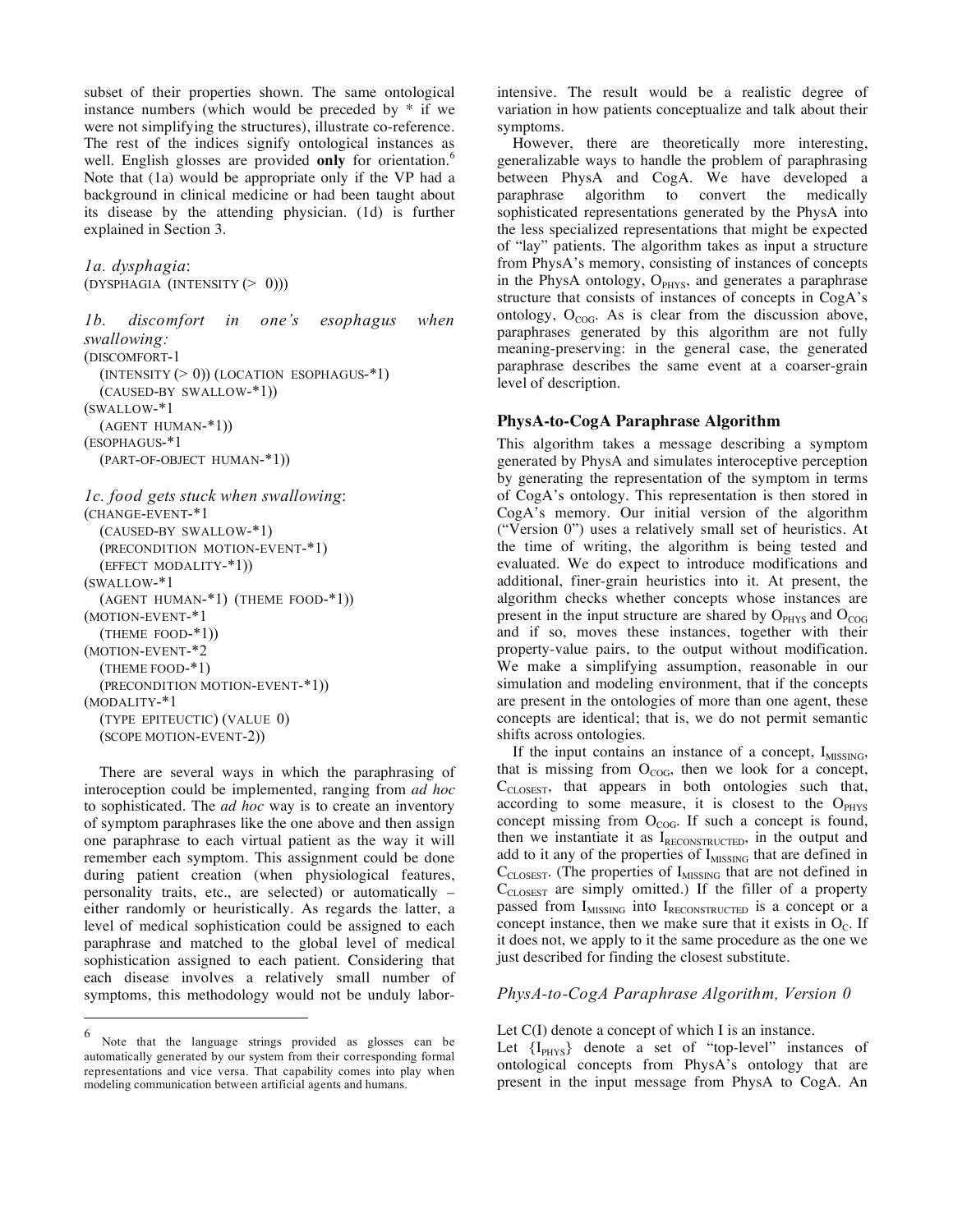subset of their properties shown. The same ontological instance numbers (which would be preceded by * if we were not simplifying the structures), illustrate co-reference. The rest of the indices signify ontological instances as well. English glosses are provided **only** for orientation.[6] Note that (1a) would be appropriate only if the VP had a background in clinical medicine or had been taught about its disease by the attending physician. (1d) is further explained in Section 3.

*1a. dysphagia*:

```
(DYSPHAGIA (INTENSITY (> 0)))
```

*1b. discomfort in one's esophagus when swallowing:*

```
(DISCOMFORT-1
   (INTENSITY (> 0)) (LOCATION ESOPHAGUS-*1)
   (CAUSED-BY SWALLOW-*1))
(SWALLOW-*1
   (AGENT HUMAN-*1))
(ESOPHAGUS-*1
   (PART-OF-OBJECT HUMAN-*1))
```

*1c. food gets stuck when swallowing*:

```
(CHANGE-EVENT-*1
   (CAUSED-BY SWALLOW-*1)
   (PRECONDITION MOTION-EVENT-*1)
   (EFFECT MODALITY-*1))
(SWALLOW-*1
   (AGENT HUMAN-*1) (THEME FOOD-*1))
(MOTION-EVENT-*1
   (THEME FOOD-*1))
(MOTION-EVENT-*2
   (THEME FOOD-*1)
   (PRECONDITION MOTION-EVENT-*1))
(MODALITY-*1
   (TYPE EPITEUCTIC) (VALUE 0)
   (SCOPE MOTION-EVENT-2))
```

There are several ways in which the paraphrasing of interoception could be implemented, ranging from *ad hoc* to sophisticated. The *ad hoc* way is to create an inventory of symptom paraphrases like the one above and then assign one paraphrase to each virtual patient as the way it will remember each symptom. This assignment could be done during patient creation (when physiological features, personality traits, etc., are selected) or automatically – either randomly or heuristically. As regards the latter, a level of medical sophistication could be assigned to each paraphrase and matched to the global level of medical sophistication assigned to each patient. Considering that each disease involves a relatively small number of symptoms, this methodology would not be unduly labor-intensive. The result would be a realistic degree of variation in how patients conceptualize and talk about their symptoms.

However, there are theoretically more interesting, generalizable ways to handle the problem of paraphrasing between PhysA and CogA. We have developed a paraphrase algorithm to convert the medically sophisticated representations generated by the PhysA into the less specialized representations that might be expected of "lay" patients. The algorithm takes as input a structure from PhysA's memory, consisting of instances of concepts in the PhysA ontology, $O_{PHYS}$, and generates a paraphrase structure that consists of instances of concepts in CogA's ontology, $O_{COG}$. As is clear from the discussion above, paraphrases generated by this algorithm are not fully meaning-preserving: in the general case, the generated paraphrase describes the same event at a coarser-grain level of description.

### PhysA-to-CogA Paraphrase Algorithm

This algorithm takes a message describing a symptom generated by PhysA and simulates interoceptive perception by generating the representation of the symptom in terms of CogA's ontology. This representation is then stored in CogA's memory. Our initial version of the algorithm ("Version 0") uses a relatively small set of heuristics. At the time of writing, the algorithm is being tested and evaluated. We do expect to introduce modifications and additional, finer-grain heuristics into it. At present, the algorithm checks whether concepts whose instances are present in the input structure are shared by $O_{PHYS}$ and $O_{COG}$ and if so, moves these instances, together with their property-value pairs, to the output without modification. We make a simplifying assumption, reasonable in our simulation and modeling environment, that if the concepts are present in the ontologies of more than one agent, these concepts are identical; that is, we do not permit semantic shifts across ontologies.

If the input contains an instance of a concept, $I_{MISSING}$, that is missing from $O_{COG}$, then we look for a concept, $C_{CLOSEST}$, that appears in both ontologies such that, according to some measure, it is closest to the $O_{PHYS}$ concept missing from $O_{COG}$. If such a concept is found, then we instantiate it as $I_{RECONSTRUCTED}$, in the output and add to it any of the properties of $I_{MISSING}$ that are defined in $C_{CLOSEST}$. (The properties of $I_{MISSING}$ that are not defined in $C_{CLOSEST}$ are simply omitted.) If the filler of a property passed from $I_{MISSING}$ into $I_{RECONSTRUCTED}$ is a concept or a concept instance, then we make sure that it exists in $O_C$. If it does not, we apply to it the same procedure as the one we just described for finding the closest substitute.

#### *PhysA-to-CogA Paraphrase Algorithm, Version 0*

Let C(I) denote a concept of which I is an instance.

Let $\{I_{PHYS}\}$ denote a set of "top-level" instances of ontological concepts from PhysA's ontology that are present in the input message from PhysA to CogA. An

---

[6] Note that the language strings provided as glosses can be automatically generated by our system from their corresponding formal representations and vice versa. That capability comes into play when modeling communication between artificial agents and humans.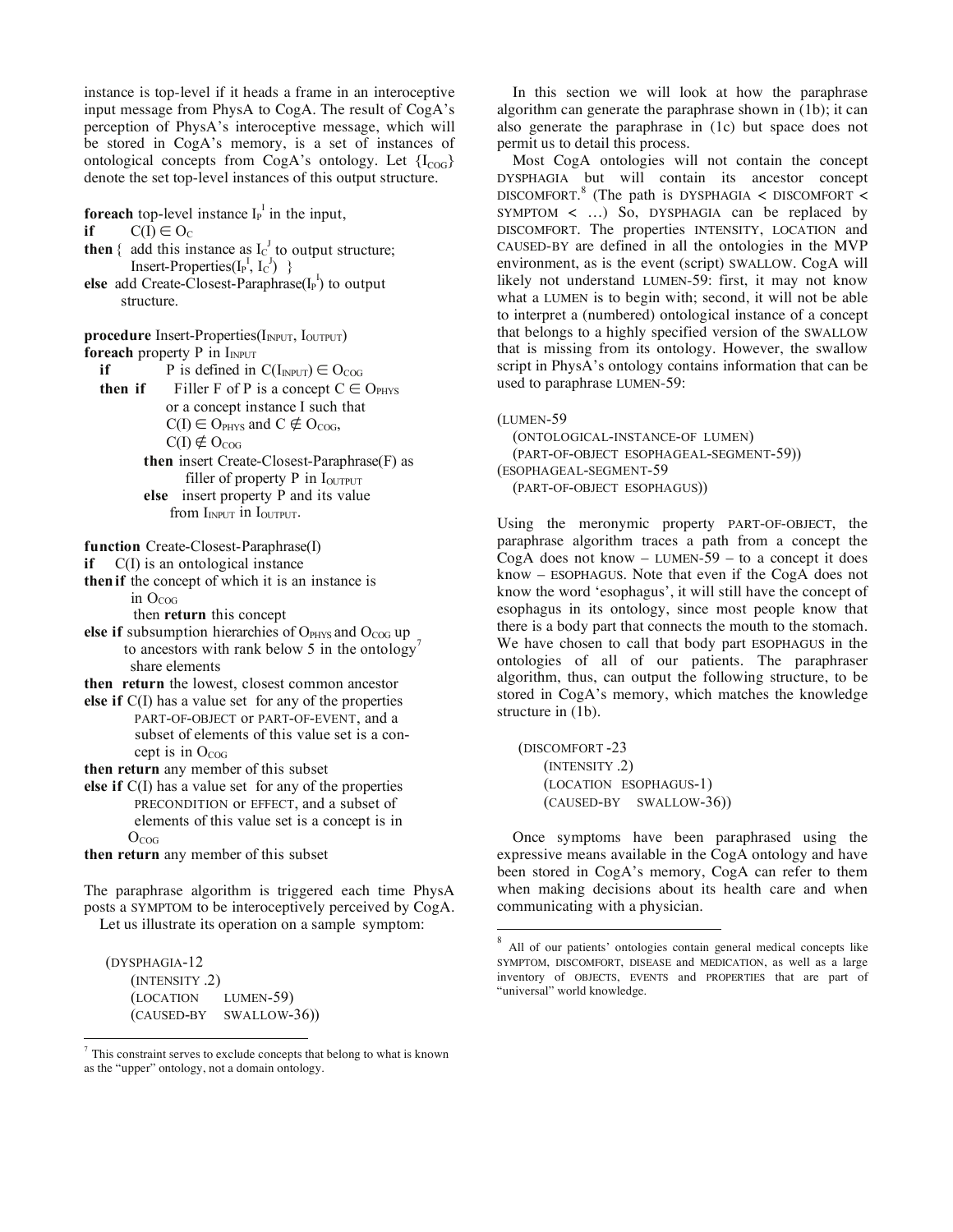instance is top-level if it heads a frame in an interoceptive input message from PhysA to CogA. The result of CogA's perception of PhysA's interoceptive message, which will be stored in CogA's memory, is a set of instances of ontological concepts from CogA's ontology. Let $\{I_{COG}\}$ denote the set top-level instances of this output structure.

```
foreach top-level instance I_P^I in the input,
if      C(I) ∈ O_C
then {  add this instance as I_C^J to output structure;
        Insert-Properties(I_P^I, I_C^J)  }
else  add Create-Closest-Paraphrase(I_P^I) to output
      structure.

procedure Insert-Properties(I_INPUT, I_OUTPUT)
foreach property P in I_INPUT
  if        P is defined in C(I_INPUT) ∈ O_COG
  then if     Filler F of P is a concept C ∈ O_PHYS
              or a concept instance I such that
              C(I) ∈ O_PHYS and C ∉ O_COG,
              C(I) ∉ O_COG
          then insert Create-Closest-Paraphrase(F) as
                 filler of property P in I_OUTPUT
          else   insert property P and its value
                 from I_INPUT in I_OUTPUT.

function Create-Closest-Paraphrase(I)
if    C(I) is an ontological instance
then if the concept of which it is an instance is
        in O_COG
        then return this concept
else if subsumption hierarchies of O_PHYS and O_COG up
        to ancestors with rank below 5 in the ontology[7]
        share elements
then  return the lowest, closest common ancestor
else if C(I) has a value set  for any of the properties
        PART-OF-OBJECT or PART-OF-EVENT, and a
        subset of elements of this value set is a con-
        cept is in O_COG
then return any member of this subset
else if C(I) has a value set  for any of the properties
        PRECONDITION or EFFECT, and a subset of
        elements of this value set is a concept is in
        O_COG
then return any member of this subset
```

The paraphrase algorithm is triggered each time PhysA posts a SYMPTOM to be interoceptively perceived by CogA.

Let us illustrate its operation on a sample symptom:

```
(DYSPHAGIA-12
    (INTENSITY .2)
    (LOCATION     LUMEN-59)
    (CAUSED-BY    SWALLOW-36))
```

In this section we will look at how the paraphrase algorithm can generate the paraphrase shown in (1b); it can also generate the paraphrase in (1c) but space does not permit us to detail this process.

Most CogA ontologies will not contain the concept DYSPHAGIA but will contain its ancestor concept DISCOMFORT.[8] (The path is DYSPHAGIA < DISCOMFORT < SYMPTOM < …) So, DYSPHAGIA can be replaced by DISCOMFORT. The properties INTENSITY, LOCATION and CAUSED-BY are defined in all the ontologies in the MVP environment, as is the event (script) SWALLOW. CogA will likely not understand LUMEN-59: first, it may not know what a LUMEN is to begin with; second, it will not be able to interpret a (numbered) ontological instance of a concept that belongs to a highly specified version of the SWALLOW that is missing from its ontology. However, the swallow script in PhysA's ontology contains information that can be used to paraphrase LUMEN-59:

```
(LUMEN-59
   (ONTOLOGICAL-INSTANCE-OF  LUMEN)
   (PART-OF-OBJECT  ESOPHAGEAL-SEGMENT-59))
(ESOPHAGEAL-SEGMENT-59
   (PART-OF-OBJECT  ESOPHAGUS))
```

Using the meronymic property PART-OF-OBJECT, the paraphrase algorithm traces a path from a concept the CogA does not know – LUMEN-59 – to a concept it does know – ESOPHAGUS. Note that even if the CogA does not know the word 'esophagus', it will still have the concept of esophagus in its ontology, since most people know that there is a body part that connects the mouth to the stomach. We have chosen to call that body part ESOPHAGUS in the ontologies of all of our patients. The paraphraser algorithm, thus, can output the following structure, to be stored in CogA's memory, which matches the knowledge structure in (1b).

```
(DISCOMFORT -23
    (INTENSITY .2)
    (LOCATION  ESOPHAGUS-1)
    (CAUSED-BY    SWALLOW-36))
```

Once symptoms have been paraphrased using the expressive means available in the CogA ontology and have been stored in CogA's memory, CogA can refer to them when making decisions about its health care and when communicating with a physician.

---

[7] This constraint serves to exclude concepts that belong to what is known as the "upper" ontology, not a domain ontology.

[8] All of our patients' ontologies contain general medical concepts like SYMPTOM, DISCOMFORT, DISEASE and MEDICATION, as well as a large inventory of OBJECTS, EVENTS and PROPERTIES that are part of "universal" world knowledge.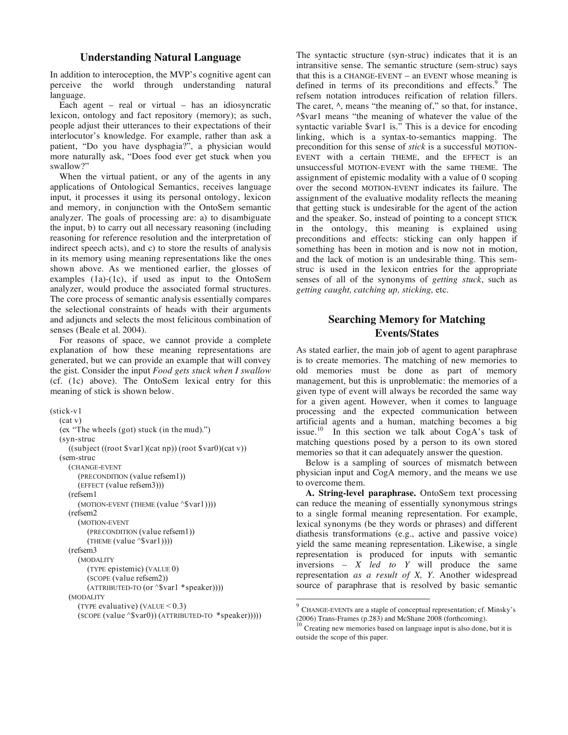## Understanding Natural Language

In addition to interoception, the MVP's cognitive agent can perceive the world through understanding natural language.

Each agent – real or virtual – has an idiosyncratic lexicon, ontology and fact repository (memory); as such, people adjust their utterances to their expectations of their interlocutor's knowledge. For example, rather than ask a patient, "Do you have dysphagia?", a physician would more naturally ask, "Does food ever get stuck when you swallow?"

When the virtual patient, or any of the agents in any applications of Ontological Semantics, receives language input, it processes it using its personal ontology, lexicon and memory, in conjunction with the OntoSem semantic analyzer. The goals of processing are: a) to disambiguate the input, b) to carry out all necessary reasoning (including reasoning for reference resolution and the interpretation of indirect speech acts), and c) to store the results of analysis in its memory using meaning representations like the ones shown above. As we mentioned earlier, the glosses of examples (1a)-(1c), if used as input to the OntoSem analyzer, would produce the associated formal structures. The core process of semantic analysis essentially compares the selectional constraints of heads with their arguments and adjuncts and selects the most felicitous combination of senses (Beale et al. 2004).

For reasons of space, we cannot provide a complete explanation of how these meaning representations are generated, but we can provide an example that will convey the gist. Consider the input *Food gets stuck when I swallow* (cf. (1c) above). The OntoSem lexical entry for this meaning of stick is shown below.

```
(stick-v1
   (cat v)
   (ex "The wheels (got) stuck (in the mud).")
   (syn-struc
      ((subject ((root $var1)(cat np)) (root $var0)(cat v))
   (sem-struc
      (CHANGE-EVENT
         (PRECONDITION (value refsem1))
         (EFFECT (value refsem3)))
      (refsem1
         (MOTION-EVENT (THEME (value ^$var1))))
      (refsem2
         (MOTION-EVENT
            (PRECONDITION (value refsem1))
            (THEME (value ^$var1))))
      (refsem3
         (MODALITY
            (TYPE epistemic) (VALUE 0)
            (SCOPE (value refsem2))
            (ATTRIBUTED-TO (or ^$var1 *speaker))))
      (MODALITY
         (TYPE evaluative) (VALUE < 0.3)
         (SCOPE (value ^$var0)) (ATTRIBUTED-TO *speaker)))))
```

The syntactic structure (syn-struc) indicates that it is an intransitive sense. The semantic structure (sem-struc) says that this is a CHANGE-EVENT – an EVENT whose meaning is defined in terms of its preconditions and effects.[9] The refsem notation introduces reification of relation fillers. The caret, ^, means "the meaning of," so that, for instance, ^$var1 means "the meaning of whatever the value of the syntactic variable $var1 is." This is a device for encoding linking, which is a syntax-to-semantics mapping. The precondition for this sense of *stick* is a successful MOTION-EVENT with a certain THEME, and the EFFECT is an unsuccessful MOTION-EVENT with the same THEME. The assignment of epistemic modality with a value of 0 scoping over the second MOTION-EVENT indicates its failure. The assignment of the evaluative modality reflects the meaning that getting stuck is undesirable for the agent of the action and the speaker. So, instead of pointing to a concept STICK in the ontology, this meaning is explained using preconditions and effects: sticking can only happen if something has been in motion and is now not in motion, and the lack of motion is an undesirable thing. This sem-struc is used in the lexicon entries for the appropriate senses of all of the synonyms of *getting stuck*, such as *getting caught, catching up, sticking,* etc.

## Searching Memory for Matching Events/States

As stated earlier, the main job of agent to agent paraphrase is to create memories. The matching of new memories to old memories must be done as part of memory management, but this is unproblematic: the memories of a given type of event will always be recorded the same way for a given agent. However, when it comes to language processing and the expected communication between artificial agents and a human, matching becomes a big issue.[10] In this section we talk about CogA's task of matching questions posed by a person to its own stored memories so that it can adequately answer the question.

Below is a sampling of sources of mismatch between physician input and CogA memory, and the means we use to overcome them.

**A. String-level paraphrase.** OntoSem text processing can reduce the meaning of essentially synonymous strings to a single formal meaning representation. For example, lexical synonyms (be they words or phrases) and different diathesis transformations (e.g., active and passive voice) yield the same meaning representation. Likewise, a single representation is produced for inputs with semantic inversions – *X led to Y* will produce the same representation *as a result of X, Y*. Another widespread source of paraphrase that is resolved by basic semantic

[9] CHANGE-EVENTs are a staple of conceptual representation; cf. Minsky's (2006) Trans-Frames (p.283) and McShane 2008 (forthcoming).

[10] Creating new memories based on language input is also done, but it is outside the scope of this paper.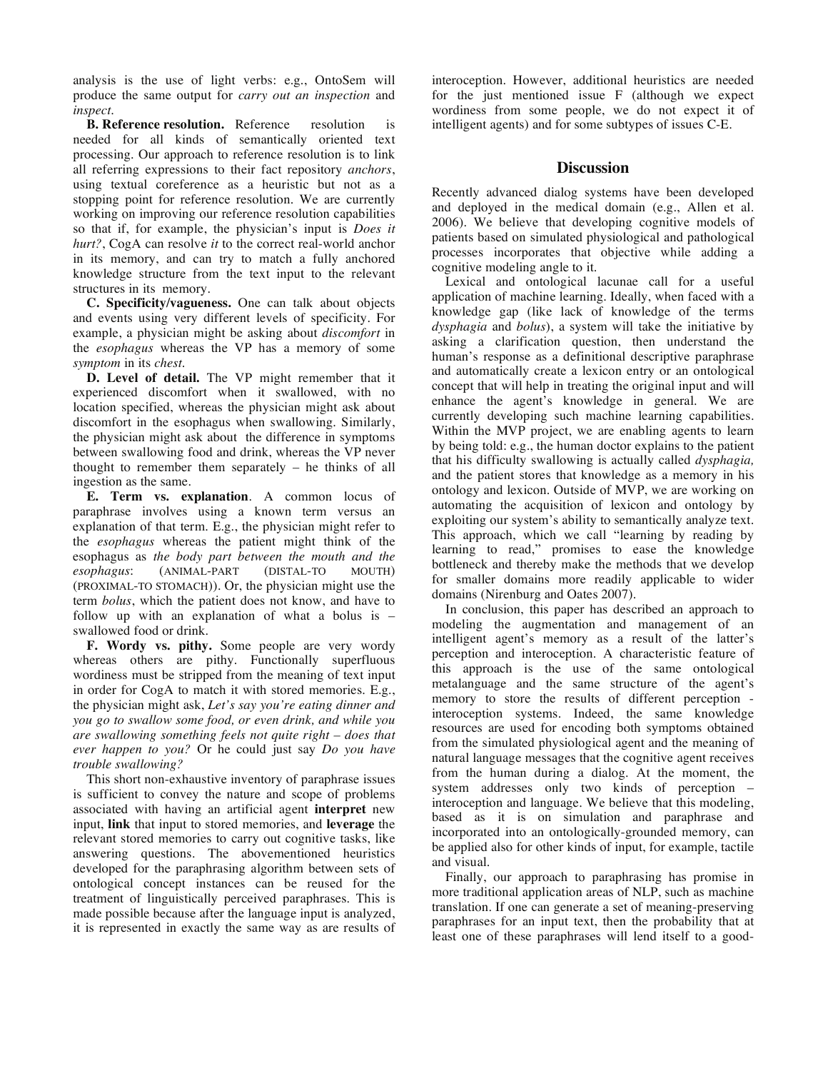analysis is the use of light verbs: e.g., OntoSem will produce the same output for *carry out an inspection* and *inspect*.

**B. Reference resolution.** Reference resolution is needed for all kinds of semantically oriented text processing. Our approach to reference resolution is to link all referring expressions to their fact repository *anchors*, using textual coreference as a heuristic but not as a stopping point for reference resolution. We are currently working on improving our reference resolution capabilities so that if, for example, the physician's input is *Does it hurt?*, CogA can resolve *it* to the correct real-world anchor in its memory, and can try to match a fully anchored knowledge structure from the text input to the relevant structures in its memory.

**C. Specificity/vagueness.** One can talk about objects and events using very different levels of specificity. For example, a physician might be asking about *discomfort* in the *esophagus* whereas the VP has a memory of some *symptom* in its *chest*.

**D. Level of detail.** The VP might remember that it experienced discomfort when it swallowed, with no location specified, whereas the physician might ask about discomfort in the esophagus when swallowing. Similarly, the physician might ask about the difference in symptoms between swallowing food and drink, whereas the VP never thought to remember them separately – he thinks of all ingestion as the same.

**E. Term vs. explanation**. A common locus of paraphrase involves using a known term versus an explanation of that term. E.g., the physician might refer to the *esophagus* whereas the patient might think of the esophagus as *the body part between the mouth and the esophagus*: (ANIMAL-PART (DISTAL-TO MOUTH) (PROXIMAL-TO STOMACH)). Or, the physician might use the term *bolus*, which the patient does not know, and have to follow up with an explanation of what a bolus is – swallowed food or drink.

**F. Wordy vs. pithy.** Some people are very wordy whereas others are pithy. Functionally superfluous wordiness must be stripped from the meaning of text input in order for CogA to match it with stored memories. E.g., the physician might ask, *Let's say you're eating dinner and you go to swallow some food, or even drink, and while you are swallowing something feels not quite right – does that ever happen to you?* Or he could just say *Do you have trouble swallowing?*

This short non-exhaustive inventory of paraphrase issues is sufficient to convey the nature and scope of problems associated with having an artificial agent **interpret** new input, **link** that input to stored memories, and **leverage** the relevant stored memories to carry out cognitive tasks, like answering questions. The abovementioned heuristics developed for the paraphrasing algorithm between sets of ontological concept instances can be reused for the treatment of linguistically perceived paraphrases. This is made possible because after the language input is analyzed, it is represented in exactly the same way as are results of interoception. However, additional heuristics are needed for the just mentioned issue F (although we expect wordiness from some people, we do not expect it of intelligent agents) and for some subtypes of issues C-E.

## Discussion

Recently advanced dialog systems have been developed and deployed in the medical domain (e.g., Allen et al. 2006). We believe that developing cognitive models of patients based on simulated physiological and pathological processes incorporates that objective while adding a cognitive modeling angle to it.

Lexical and ontological lacunae call for a useful application of machine learning. Ideally, when faced with a knowledge gap (like lack of knowledge of the terms *dysphagia* and *bolus*), a system will take the initiative by asking a clarification question, then understand the human's response as a definitional descriptive paraphrase and automatically create a lexicon entry or an ontological concept that will help in treating the original input and will enhance the agent's knowledge in general. We are currently developing such machine learning capabilities. Within the MVP project, we are enabling agents to learn by being told: e.g., the human doctor explains to the patient that his difficulty swallowing is actually called *dysphagia,* and the patient stores that knowledge as a memory in his ontology and lexicon. Outside of MVP, we are working on automating the acquisition of lexicon and ontology by exploiting our system's ability to semantically analyze text. This approach, which we call "learning by reading by learning to read," promises to ease the knowledge bottleneck and thereby make the methods that we develop for smaller domains more readily applicable to wider domains (Nirenburg and Oates 2007).

In conclusion, this paper has described an approach to modeling the augmentation and management of an intelligent agent's memory as a result of the latter's perception and interoception. A characteristic feature of this approach is the use of the same ontological metalanguage and the same structure of the agent's memory to store the results of different perception - interoception systems. Indeed, the same knowledge resources are used for encoding both symptoms obtained from the simulated physiological agent and the meaning of natural language messages that the cognitive agent receives from the human during a dialog. At the moment, the system addresses only two kinds of perception – interoception and language. We believe that this modeling, based as it is on simulation and paraphrase and incorporated into an ontologically-grounded memory, can be applied also for other kinds of input, for example, tactile and visual.

Finally, our approach to paraphrasing has promise in more traditional application areas of NLP, such as machine translation. If one can generate a set of meaning-preserving paraphrases for an input text, then the probability that at least one of these paraphrases will lend itself to a good-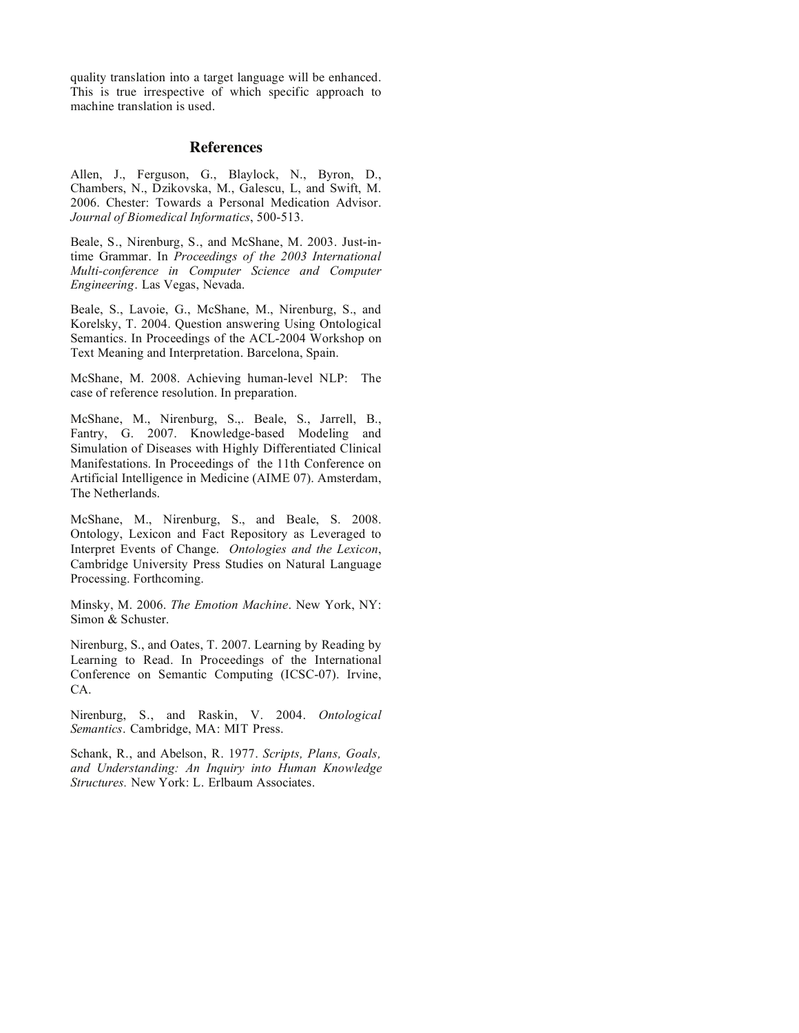quality translation into a target language will be enhanced. This is true irrespective of which specific approach to machine translation is used.

## References

Allen, J., Ferguson, G., Blaylock, N., Byron, D., Chambers, N., Dzikovska, M., Galescu, L, and Swift, M. 2006. Chester: Towards a Personal Medication Advisor. *Journal of Biomedical Informatics*, 500-513.

Beale, S., Nirenburg, S., and McShane, M. 2003. Just-in-time Grammar. In *Proceedings of the 2003 International Multi-conference in Computer Science and Computer Engineering*. Las Vegas, Nevada.

Beale, S., Lavoie, G., McShane, M., Nirenburg, S., and Korelsky, T. 2004. Question answering Using Ontological Semantics. In Proceedings of the ACL-2004 Workshop on Text Meaning and Interpretation. Barcelona, Spain.

McShane, M. 2008. Achieving human-level NLP: The case of reference resolution. In preparation.

McShane, M., Nirenburg, S.,. Beale, S., Jarrell, B., Fantry, G. 2007. Knowledge-based Modeling and Simulation of Diseases with Highly Differentiated Clinical Manifestations. In Proceedings of the 11th Conference on Artificial Intelligence in Medicine (AIME 07). Amsterdam, The Netherlands.

McShane, M., Nirenburg, S., and Beale, S. 2008. Ontology, Lexicon and Fact Repository as Leveraged to Interpret Events of Change. *Ontologies and the Lexicon*, Cambridge University Press Studies on Natural Language Processing. Forthcoming.

Minsky, M. 2006. *The Emotion Machine*. New York, NY: Simon & Schuster.

Nirenburg, S., and Oates, T. 2007. Learning by Reading by Learning to Read. In Proceedings of the International Conference on Semantic Computing (ICSC-07). Irvine, CA.

Nirenburg, S., and Raskin, V. 2004. *Ontological Semantics*. Cambridge, MA: MIT Press.

Schank, R., and Abelson, R. 1977. *Scripts, Plans, Goals, and Understanding: An Inquiry into Human Knowledge Structures.* New York: L. Erlbaum Associates.